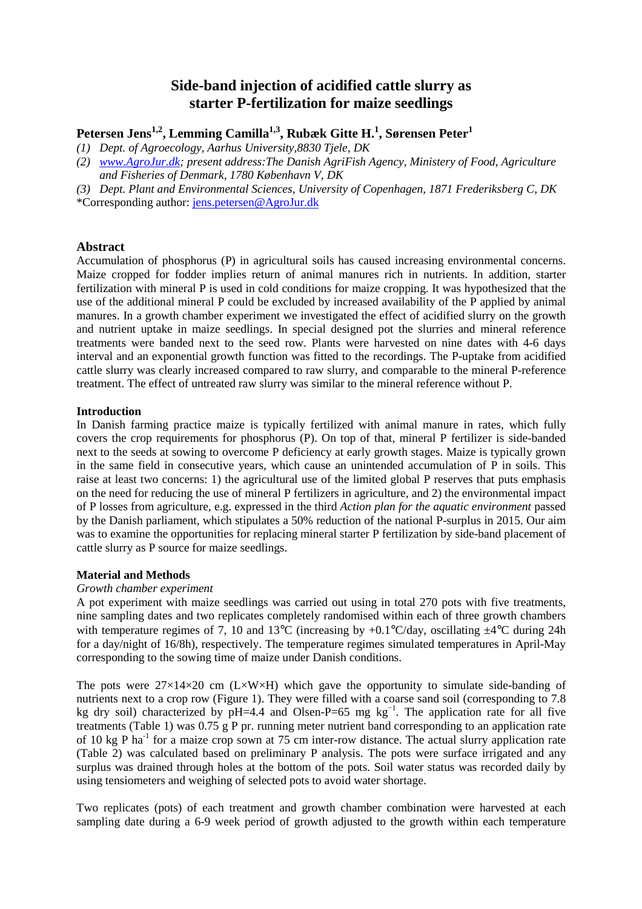# Side-band injection of acidified cattle slurry as starter P-fertilization for maize seedlings

**Petersen Jens[1,2], Lemming Camilla[1,3], Rubæk Gitte H.[1], Sørensen Peter[1]**

*(1) Dept. of Agroecology, Aarhus University,8830 Tjele, DK*

*(2) www.AgroJur.dk; present address:The Danish AgriFish Agency, Ministery of Food, Agriculture and Fisheries of Denmark, 1780 København V, DK*

*(3) Dept. Plant and Environmental Sciences, University of Copenhagen, 1871 Frederiksberg C, DK*

*Corresponding author: jens.petersen@AgroJur.dk

## Abstract

Accumulation of phosphorus (P) in agricultural soils has caused increasing environmental concerns. Maize cropped for fodder implies return of animal manures rich in nutrients. In addition, starter fertilization with mineral P is used in cold conditions for maize cropping. It was hypothesized that the use of the additional mineral P could be excluded by increased availability of the P applied by animal manures. In a growth chamber experiment we investigated the effect of acidified slurry on the growth and nutrient uptake in maize seedlings. In special designed pot the slurries and mineral reference treatments were banded next to the seed row. Plants were harvested on nine dates with 4-6 days interval and an exponential growth function was fitted to the recordings. The P-uptake from acidified cattle slurry was clearly increased compared to raw slurry, and comparable to the mineral P-reference treatment. The effect of untreated raw slurry was similar to the mineral reference without P.

## Introduction

In Danish farming practice maize is typically fertilized with animal manure in rates, which fully covers the crop requirements for phosphorus (P). On top of that, mineral P fertilizer is side-banded next to the seeds at sowing to overcome P deficiency at early growth stages. Maize is typically grown in the same field in consecutive years, which cause an unintended accumulation of P in soils. This raise at least two concerns: 1) the agricultural use of the limited global P reserves that puts emphasis on the need for reducing the use of mineral P fertilizers in agriculture, and 2) the environmental impact of P losses from agriculture, e.g. expressed in the third *Action plan for the aquatic environment* passed by the Danish parliament, which stipulates a 50% reduction of the national P-surplus in 2015. Our aim was to examine the opportunities for replacing mineral starter P fertilization by side-band placement of cattle slurry as P source for maize seedlings.

## Material and Methods

*Growth chamber experiment*

A pot experiment with maize seedlings was carried out using in total 270 pots with five treatments, nine sampling dates and two replicates completely randomised within each of three growth chambers with temperature regimes of 7, 10 and 13°C (increasing by +0.1°C/day, oscillating ±4°C during 24h for a day/night of 16/8h), respectively. The temperature regimes simulated temperatures in April-May corresponding to the sowing time of maize under Danish conditions.

The pots were 27×14×20 cm (L×W×H) which gave the opportunity to simulate side-banding of nutrients next to a crop row (Figure 1). They were filled with a coarse sand soil (corresponding to 7.8 kg dry soil) characterized by pH=4.4 and Olsen-P=65 mg $kg^{-1}$. The application rate for all five treatments (Table 1) was 0.75 g P pr. running meter nutrient band corresponding to an application rate of 10 kg P $ha^{-1}$ for a maize crop sown at 75 cm inter-row distance. The actual slurry application rate (Table 2) was calculated based on preliminary P analysis. The pots were surface irrigated and any surplus was drained through holes at the bottom of the pots. Soil water status was recorded daily by using tensiometers and weighing of selected pots to avoid water shortage.

Two replicates (pots) of each treatment and growth chamber combination were harvested at each sampling date during a 6-9 week period of growth adjusted to the growth within each temperature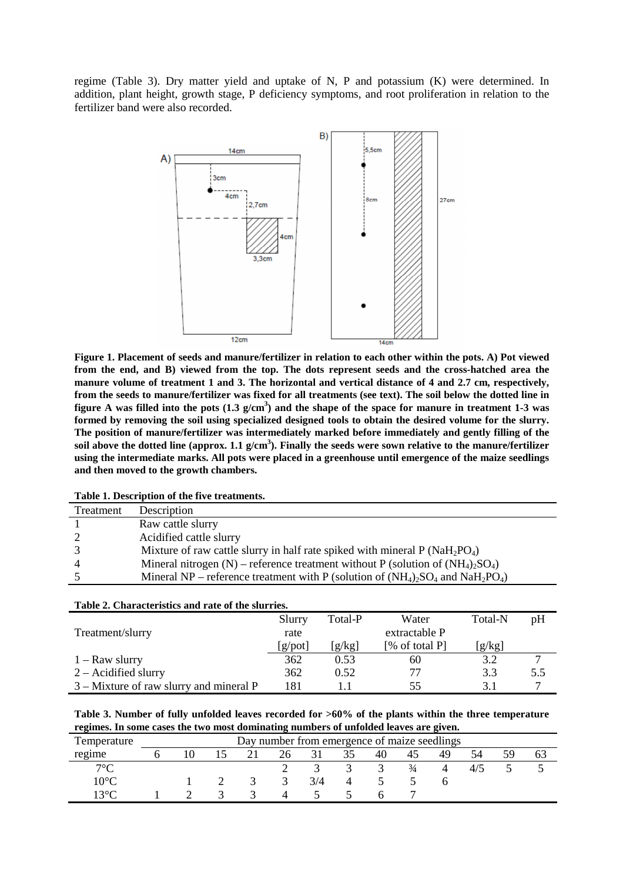regime (Table 3). Dry matter yield and uptake of N, P and potassium (K) were determined. In addition, plant height, growth stage, P deficiency symptoms, and root proliferation in relation to the fertilizer band were also recorded.

**Figure 1. Placement of seeds and manure/fertilizer in relation to each other within the pots. A) Pot viewed from the end, and B) viewed from the top. The dots represent seeds and the cross-hatched area the manure volume of treatment 1 and 3. The horizontal and vertical distance of 4 and 2.7 cm, respectively, from the seeds to manure/fertilizer was fixed for all treatments (see text). The soil below the dotted line in figure A was filled into the pots (1.3 g/cm$^3$) and the shape of the space for manure in treatment 1-3 was formed by removing the soil using specialized designed tools to obtain the desired volume for the slurry. The position of manure/fertilizer was intermediately marked before immediately and gently filling of the soil above the dotted line (approx. 1.1 g/cm$^3$). Finally the seeds were sown relative to the manure/fertilizer using the intermediate marks. All pots were placed in a greenhouse until emergence of the maize seedlings and then moved to the growth chambers.**

**Table 1. Description of the five treatments.**

| Treatment | Description |
|---|---|
| 1 | Raw cattle slurry |
| 2 | Acidified cattle slurry |
| 3 | Mixture of raw cattle slurry in half rate spiked with mineral P ($NaH_2PO_4$) |
| 4 | Mineral nitrogen (N) – reference treatment without P (solution of $(NH_4)_2SO_4$) |
| 5 | Mineral NP – reference treatment with P (solution of $(NH_4)_2SO_4$ and $NaH_2PO_4$) |

**Table 2. Characteristics and rate of the slurries.**

| Treatment/slurry | Slurry rate [g/pot] | Total-P [g/kg] | Water extractable P [% of total P] | Total-N [g/kg] | pH |
|---|---|---|---|---|---|
| 1 – Raw slurry | 362 | 0.53 | 60 | 3.2 | 7 |
| 2 – Acidified slurry | 362 | 0.52 | 77 | 3.3 | 5.5 |
| 3 – Mixture of raw slurry and mineral P | 181 | 1.1 | 55 | 3.1 | 7 |

**Table 3. Number of fully unfolded leaves recorded for >60% of the plants within the three temperature regimes. In some cases the two most dominating numbers of unfolded leaves are given.**

| Temperature regime | Day number from emergence of maize seedlings | | | | | | | | | | | | |
|---|---|---|---|---|---|---|---|---|---|---|---|---|---|
| | 6 | 10 | 15 | 21 | 26 | 31 | 35 | 40 | 45 | 49 | 54 | 59 | 63 |
| 7°C | | | | | 2 | 3 | 3 | 3 | ¾ | 4 | 4/5 | 5 | 5 |
| 10°C | | 1 | 2 | 3 | 3 | 3/4 | 4 | 5 | 5 | 6 | | | |
| 13°C | 1 | 2 | 3 | 3 | 4 | 5 | 5 | 6 | 7 | | | | |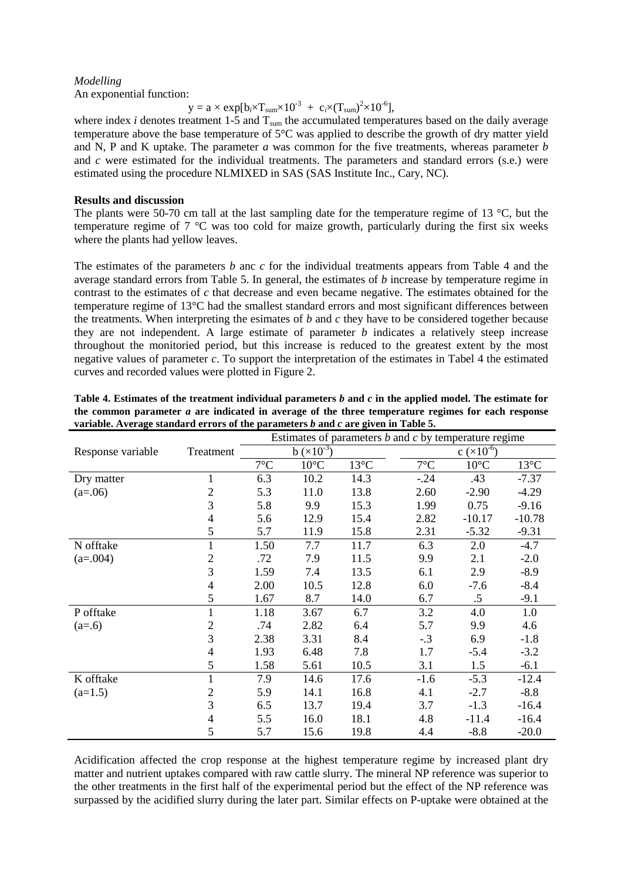*Modelling*

An exponential function:

$$y = a \times \exp[b_i \times T_{sum} \times 10^{-3} + c_i \times (T_{sum})^2 \times 10^{-6}],$$

where index *i* denotes treatment 1-5 and $T_{sum}$ the accumulated temperatures based on the daily average temperature above the base temperature of 5°C was applied to describe the growth of dry matter yield and N, P and K uptake. The parameter *a* was common for the five treatments, whereas parameter *b* and *c* were estimated for the individual treatments. The parameters and standard errors (s.e.) were estimated using the procedure NLMIXED in SAS (SAS Institute Inc., Cary, NC).

**Results and discussion**

The plants were 50-70 cm tall at the last sampling date for the temperature regime of 13 °C, but the temperature regime of 7 °C was too cold for maize growth, particularly during the first six weeks where the plants had yellow leaves.

The estimates of the parameters *b* anc *c* for the individual treatments appears from Table 4 and the average standard errors from Table 5. In general, the estimates of *b* increase by temperature regime in contrast to the estimates of *c* that decrease and even became negative. The estimates obtained for the temperature regime of 13°C had the smallest standard errors and most significant differences between the treatments. When interpreting the esimates of *b* and *c* they have to be considered together because they are not independent. A large estimate of parameter *b* indicates a relatively steep increase throughout the monitoried period, but this increase is reduced to the greatest extent by the most negative values of parameter *c*. To support the interpretation of the estimates in Tabel 4 the estimated curves and recorded values were plotted in Figure 2.

**Table 4. Estimates of the treatment individual parameters *b* and *c* in the applied model. The estimate for the common parameter *a* are indicated in average of the three temperature regimes for each response variable. Average standard errors of the parameters *b* and *c* are given in Table 5.**

| Response variable | Treatment | Estimates of parameters *b* and *c* by temperature regime | | | | | |
|---|---|---|---|---|---|---|---|
| | | b ($\times 10^{-3}$) | | | c ($\times 10^{-6}$) | | |
| | | 7°C | 10°C | 13°C | 7°C | 10°C | 13°C |
| Dry matter | 1 | 6.3 | 10.2 | 14.3 | -.24 | .43 | -7.37 |
| (a=.06) | 2 | 5.3 | 11.0 | 13.8 | 2.60 | -2.90 | -4.29 |
| | 3 | 5.8 | 9.9 | 15.3 | 1.99 | 0.75 | -9.16 |
| | 4 | 5.6 | 12.9 | 15.4 | 2.82 | -10.17 | -10.78 |
| | 5 | 5.7 | 11.9 | 15.8 | 2.31 | -5.32 | -9.31 |
| N offtake | 1 | 1.50 | 7.7 | 11.7 | 6.3 | 2.0 | -4.7 |
| (a=.004) | 2 | .72 | 7.9 | 11.5 | 9.9 | 2.1 | -2.0 |
| | 3 | 1.59 | 7.4 | 13.5 | 6.1 | 2.9 | -8.9 |
| | 4 | 2.00 | 10.5 | 12.8 | 6.0 | -7.6 | -8.4 |
| | 5 | 1.67 | 8.7 | 14.0 | 6.7 | .5 | -9.1 |
| P offtake | 1 | 1.18 | 3.67 | 6.7 | 3.2 | 4.0 | 1.0 |
| (a=.6) | 2 | .74 | 2.82 | 6.4 | 5.7 | 9.9 | 4.6 |
| | 3 | 2.38 | 3.31 | 8.4 | -.3 | 6.9 | -1.8 |
| | 4 | 1.93 | 6.48 | 7.8 | 1.7 | -5.4 | -3.2 |
| | 5 | 1.58 | 5.61 | 10.5 | 3.1 | 1.5 | -6.1 |
| K offtake | 1 | 7.9 | 14.6 | 17.6 | -1.6 | -5.3 | -12.4 |
| (a=1.5) | 2 | 5.9 | 14.1 | 16.8 | 4.1 | -2.7 | -8.8 |
| | 3 | 6.5 | 13.7 | 19.4 | 3.7 | -1.3 | -16.4 |
| | 4 | 5.5 | 16.0 | 18.1 | 4.8 | -11.4 | -16.4 |
| | 5 | 5.7 | 15.6 | 19.8 | 4.4 | -8.8 | -20.0 |

Acidification affected the crop response at the highest temperature regime by increased plant dry matter and nutrient uptakes compared with raw cattle slurry. The mineral NP reference was superior to the other treatments in the first half of the experimental period but the effect of the NP reference was surpassed by the acidified slurry during the later part. Similar effects on P-uptake were obtained at the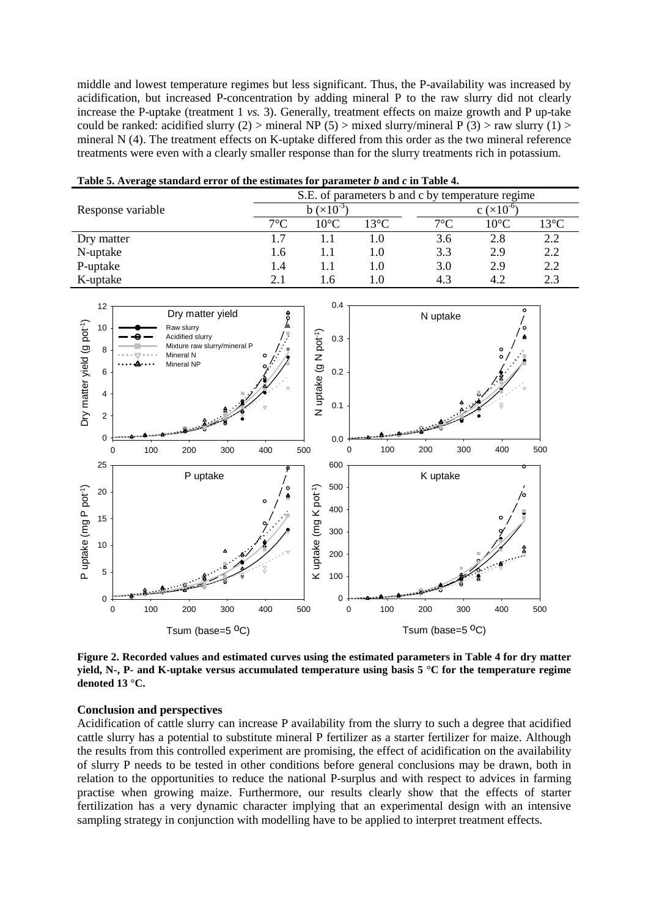middle and lowest temperature regimes but less significant. Thus, the P-availability was increased by acidification, but increased P-concentration by adding mineral P to the raw slurry did not clearly increase the P-uptake (treatment 1 *vs.* 3). Generally, treatment effects on maize growth and P up-take could be ranked: acidified slurry (2) > mineral NP (5) > mixed slurry/mineral P (3) > raw slurry (1) > mineral N (4). The treatment effects on K-uptake differed from this order as the two mineral reference treatments were even with a clearly smaller response than for the slurry treatments rich in potassium.

**Table 5. Average standard error of the estimates for parameter *b* and *c* in Table 4.**

| Response variable | S.E. of parameters b and c by temperature regime | | | | | |
|---|---|---|---|---|---|---|
| | b ($\times 10^{-3}$) | | | c ($\times 10^{-6}$) | | |
| | 7°C | 10°C | 13°C | 7°C | 10°C | 13°C |
| Dry matter | 1.7 | 1.1 | 1.0 | 3.6 | 2.8 | 2.2 |
| N-uptake | 1.6 | 1.1 | 1.0 | 3.3 | 2.9 | 2.2 |
| P-uptake | 1.4 | 1.1 | 1.0 | 3.0 | 2.9 | 2.2 |
| K-uptake | 2.1 | 1.6 | 1.0 | 4.3 | 4.2 | 2.3 |

Dry matter yield
Raw slurry
Acidified slurry
Mixture raw slurry/mineral P
Mineral N
Mineral NP
Dry matter yield (g pot$^{-1}$)

N uptake
N uptake (g N pot$^{-1}$)

P uptake
P uptake (mg P pot$^{-1}$)

K uptake
K uptake (mg K pot$^{-1}$)

Tsum (base=5 °C)

**Figure 2. Recorded values and estimated curves using the estimated parameters in Table 4 for dry matter yield, N-, P- and K-uptake versus accumulated temperature using basis 5 °C for the temperature regime denoted 13 °C.**

**Conclusion and perspectives**

Acidification of cattle slurry can increase P availability from the slurry to such a degree that acidified cattle slurry has a potential to substitute mineral P fertilizer as a starter fertilizer for maize. Although the results from this controlled experiment are promising, the effect of acidification on the availability of slurry P needs to be tested in other conditions before general conclusions may be drawn, both in relation to the opportunities to reduce the national P-surplus and with respect to advices in farming practise when growing maize. Furthermore, our results clearly show that the effects of starter fertilization has a very dynamic character implying that an experimental design with an intensive sampling strategy in conjunction with modelling have to be applied to interpret treatment effects.